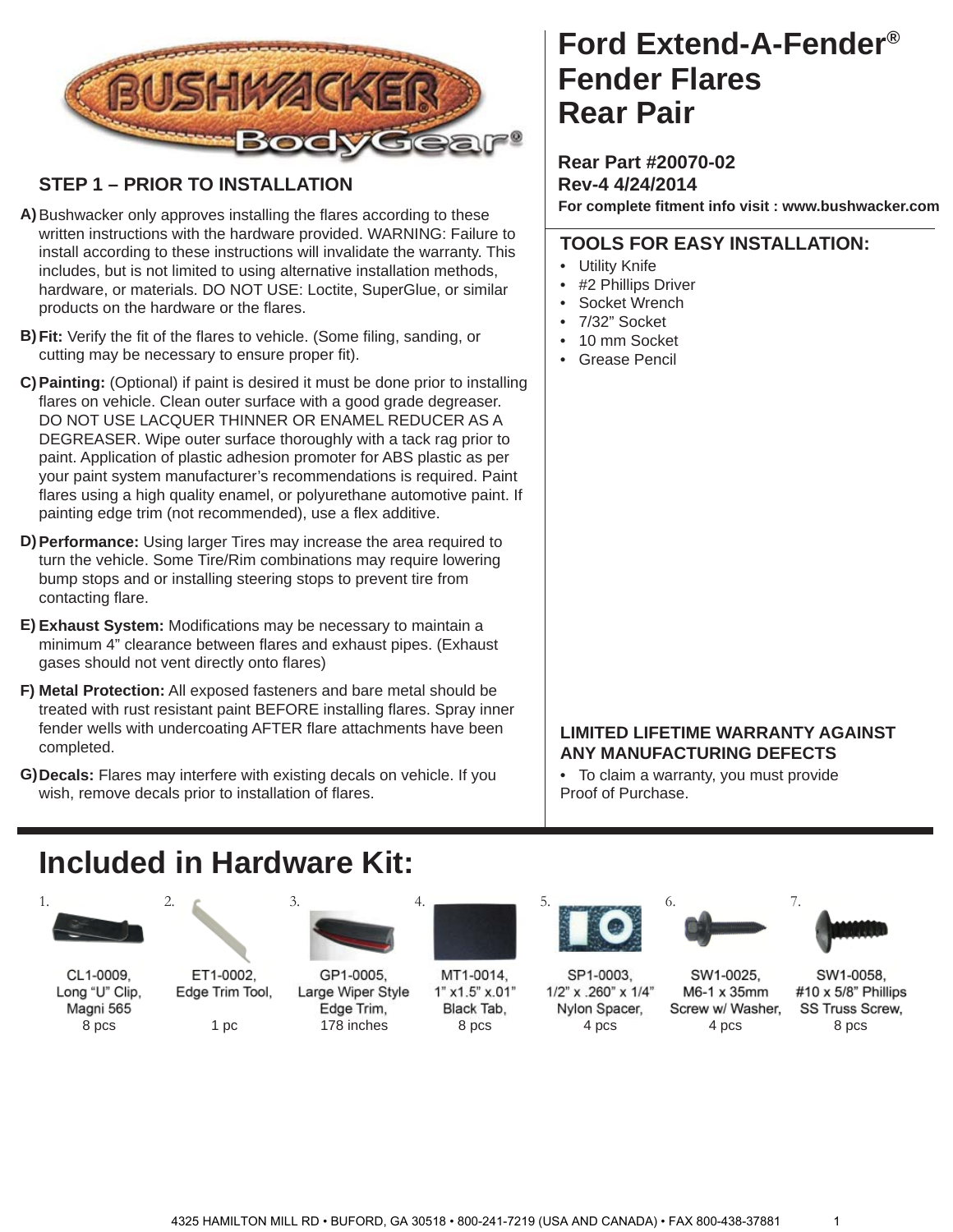# Ford Extend-A-Fender® Fender Flares Rear Pair

**Rear Part #20070-02**
**Rev-4 4/24/2014**
**For complete fitment info visit : www.bushwacker.com**

## STEP 1 – PRIOR TO INSTALLATION

**A)** Bushwacker only approves installing the flares according to these written instructions with the hardware provided. WARNING: Failure to install according to these instructions will invalidate the warranty. This includes, but is not limited to using alternative installation methods, hardware, or materials. DO NOT USE: Loctite, SuperGlue, or similar products on the hardware or the flares.

**B) Fit:** Verify the fit of the flares to vehicle. (Some filing, sanding, or cutting may be necessary to ensure proper fit).

**C) Painting:** (Optional) if paint is desired it must be done prior to installing flares on vehicle. Clean outer surface with a good grade degreaser. DO NOT USE LACQUER THINNER OR ENAMEL REDUCER AS A DEGREASER. Wipe outer surface thoroughly with a tack rag prior to paint. Application of plastic adhesion promoter for ABS plastic as per your paint system manufacturer's recommendations is required. Paint flares using a high quality enamel, or polyurethane automotive paint. If painting edge trim (not recommended), use a flex additive.

**D) Performance:** Using larger Tires may increase the area required to turn the vehicle. Some Tire/Rim combinations may require lowering bump stops and or installing steering stops to prevent tire from contacting flare.

**E) Exhaust System:** Modifications may be necessary to maintain a minimum 4" clearance between flares and exhaust pipes. (Exhaust gases should not vent directly onto flares)

**F) Metal Protection:** All exposed fasteners and bare metal should be treated with rust resistant paint BEFORE installing flares. Spray inner fender wells with undercoating AFTER flare attachments have been completed.

**G) Decals:** Flares may interfere with existing decals on vehicle. If you wish, remove decals prior to installation of flares.

## TOOLS FOR EASY INSTALLATION:

- Utility Knife
- #2 Phillips Driver
- Socket Wrench
- 7/32" Socket
- 10 mm Socket
- Grease Pencil

## LIMITED LIFETIME WARRANTY AGAINST ANY MANUFACTURING DEFECTS

- To claim a warranty, you must provide Proof of Purchase.

# Included in Hardware Kit:

1. CL1-0009, Long "U" Clip, Magni 565 — 8 pcs
2. ET1-0002, Edge Trim Tool, — 1 pc
3. GP1-0005, Large Wiper Style Edge Trim, — 178 inches
4. MT1-0014, 1" x1.5" x.01" Black Tab, — 8 pcs
5. SP1-0003, 1/2" x .260" x 1/4" Nylon Spacer, — 4 pcs
6. SW1-0025, M6-1 x 35mm Screw w/ Washer, — 4 pcs
7. SW1-0058, #10 x 5/8" Phillips SS Truss Screw, — 8 pcs

4325 HAMILTON MILL RD • BUFORD, GA 30518 • 800-241-7219 (USA AND CANADA) • FAX 800-438-37881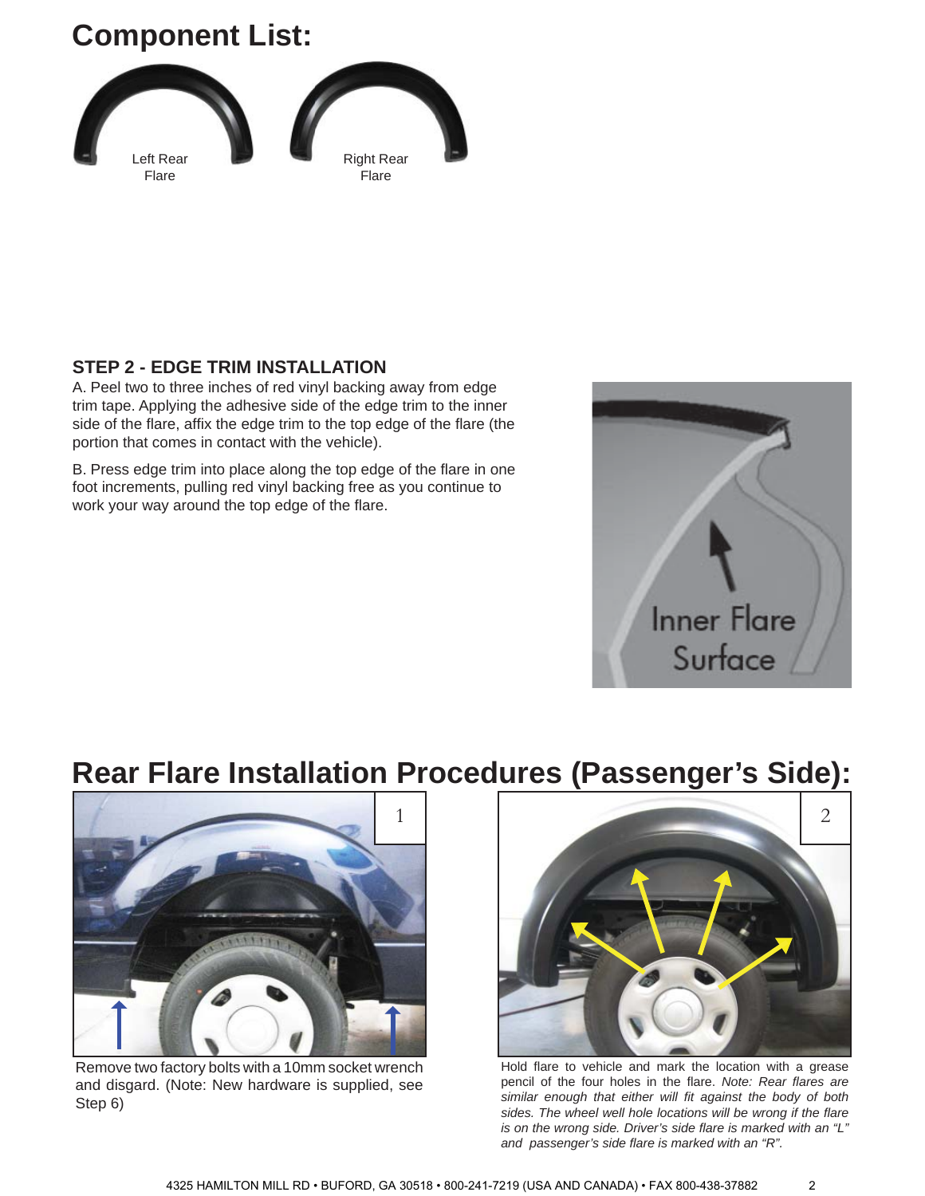# Component List:

Left Rear Flare

Right Rear Flare

### STEP 2 - EDGE TRIM INSTALLATION

A. Peel two to three inches of red vinyl backing away from edge trim tape. Applying the adhesive side of the edge trim to the inner side of the flare, affix the edge trim to the top edge of the flare (the portion that comes in contact with the vehicle).

B. Press edge trim into place along the top edge of the flare in one foot increments, pulling red vinyl backing free as you continue to work your way around the top edge of the flare.

Inner Flare Surface

# Rear Flare Installation Procedures (Passenger's Side):

1

Remove two factory bolts with a 10mm socket wrench and disgard. (Note: New hardware is supplied, see Step 6)

2

Hold flare to vehicle and mark the location with a grease pencil of the four holes in the flare. *Note: Rear flares are similar enough that either will fit against the body of both sides. The wheel well hole locations will be wrong if the flare is on the wrong side. Driver's side flare is marked with an "L" and passenger's side flare is marked with an "R".*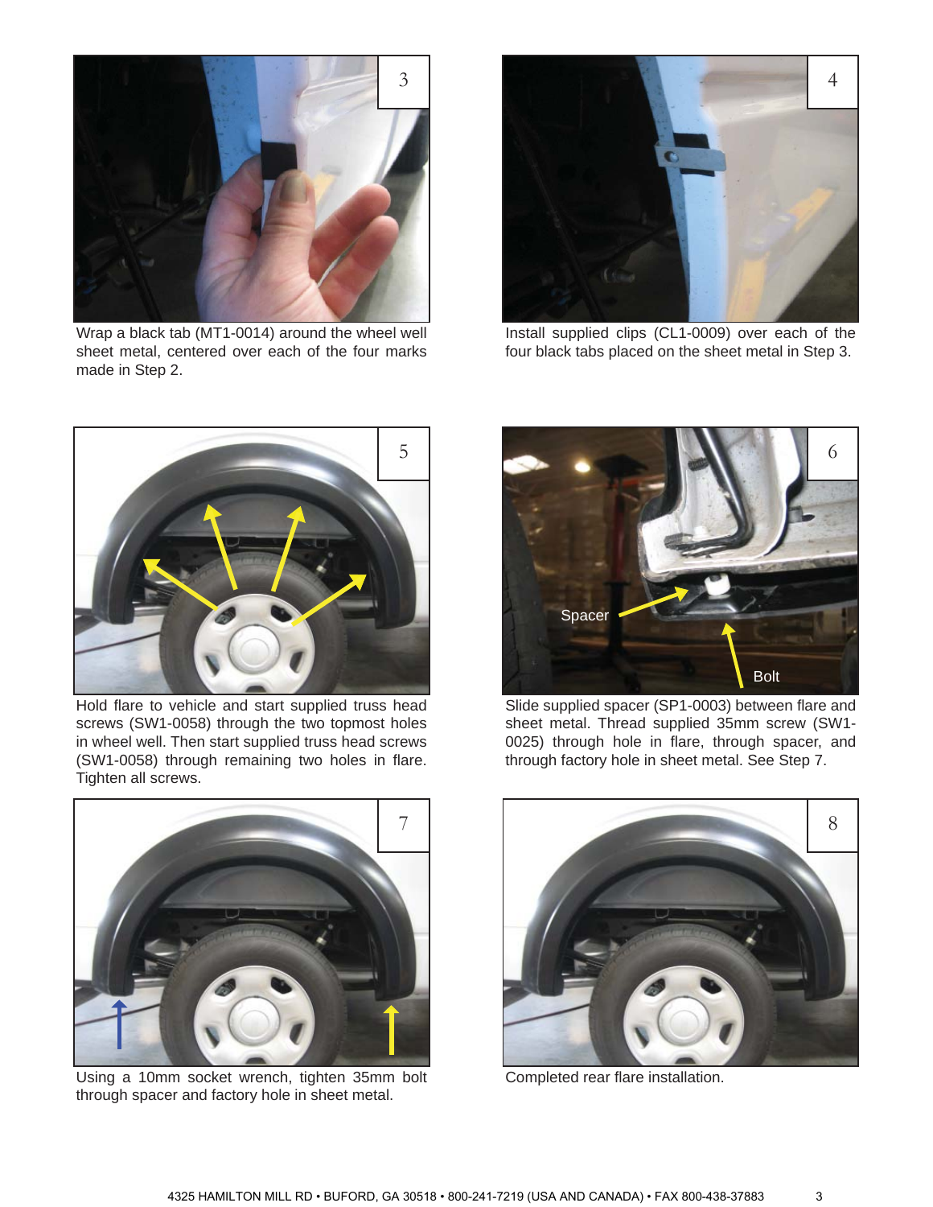3

Wrap a black tab (MT1-0014) around the wheel well sheet metal, centered over each of the four marks made in Step 2.

4

Install supplied clips (CL1-0009) over each of the four black tabs placed on the sheet metal in Step 3.

5

Hold flare to vehicle and start supplied truss head screws (SW1-0058) through the two topmost holes in wheel well. Then start supplied truss head screws (SW1-0058) through remaining two holes in flare. Tighten all screws.

6

Spacer

Bolt

Slide supplied spacer (SP1-0003) between flare and sheet metal. Thread supplied 35mm screw (SW1-0025) through hole in flare, through spacer, and through factory hole in sheet metal. See Step 7.

7

Using a 10mm socket wrench, tighten 35mm bolt through spacer and factory hole in sheet metal.

8

Completed rear flare installation.

4325 HAMILTON MILL RD • BUFORD, GA 30518 • 800-241-7219 (USA AND CANADA) • FAX 800-438-37883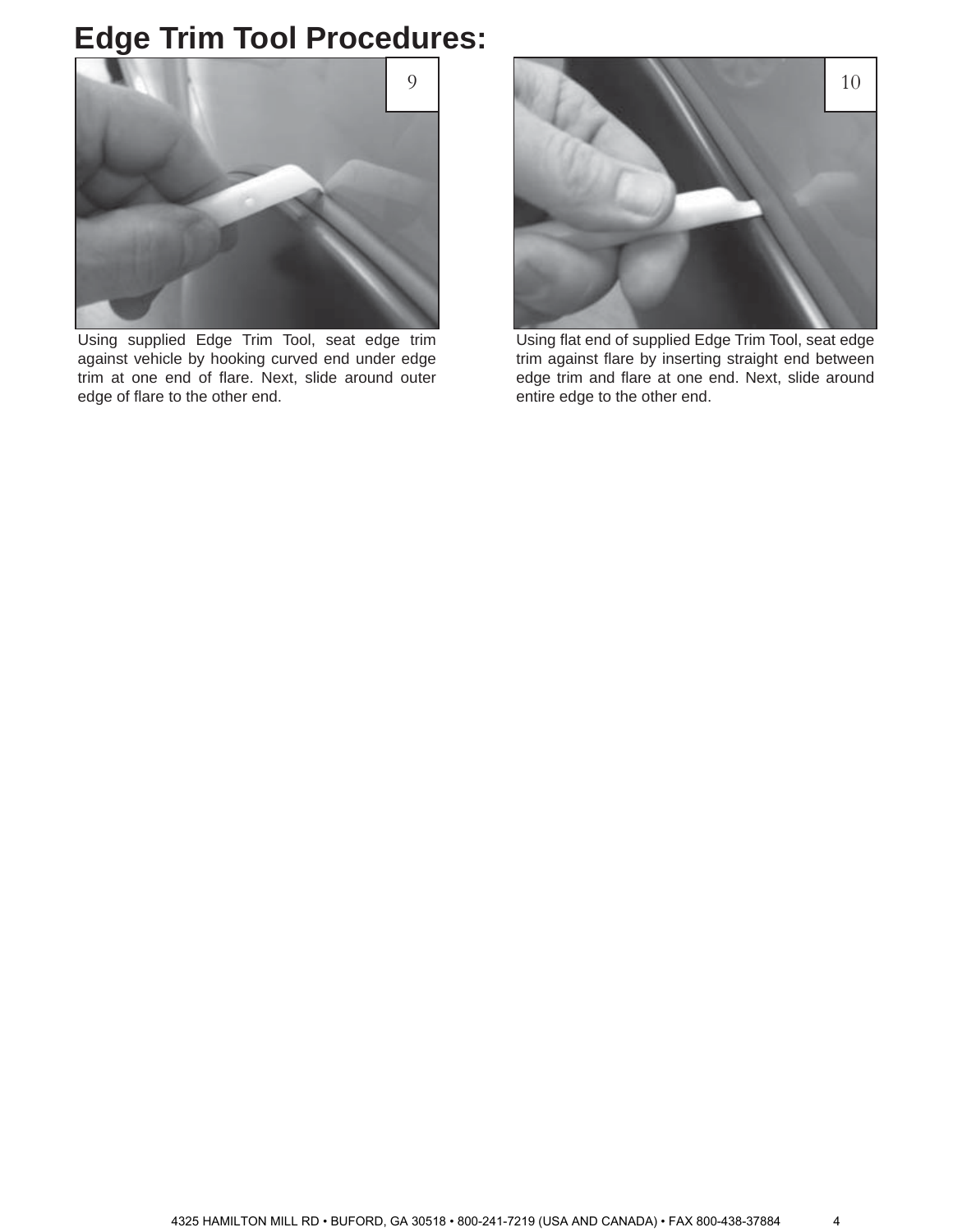# Edge Trim Tool Procedures:

9

Using supplied Edge Trim Tool, seat edge trim against vehicle by hooking curved end under edge trim at one end of flare. Next, slide around outer edge of flare to the other end.

10

Using flat end of supplied Edge Trim Tool, seat edge trim against flare by inserting straight end between edge trim and flare at one end. Next, slide around entire edge to the other end.

4325 HAMILTON MILL RD • BUFORD, GA 30518 • 800-241-7219 (USA AND CANADA) • FAX 800-438-37884